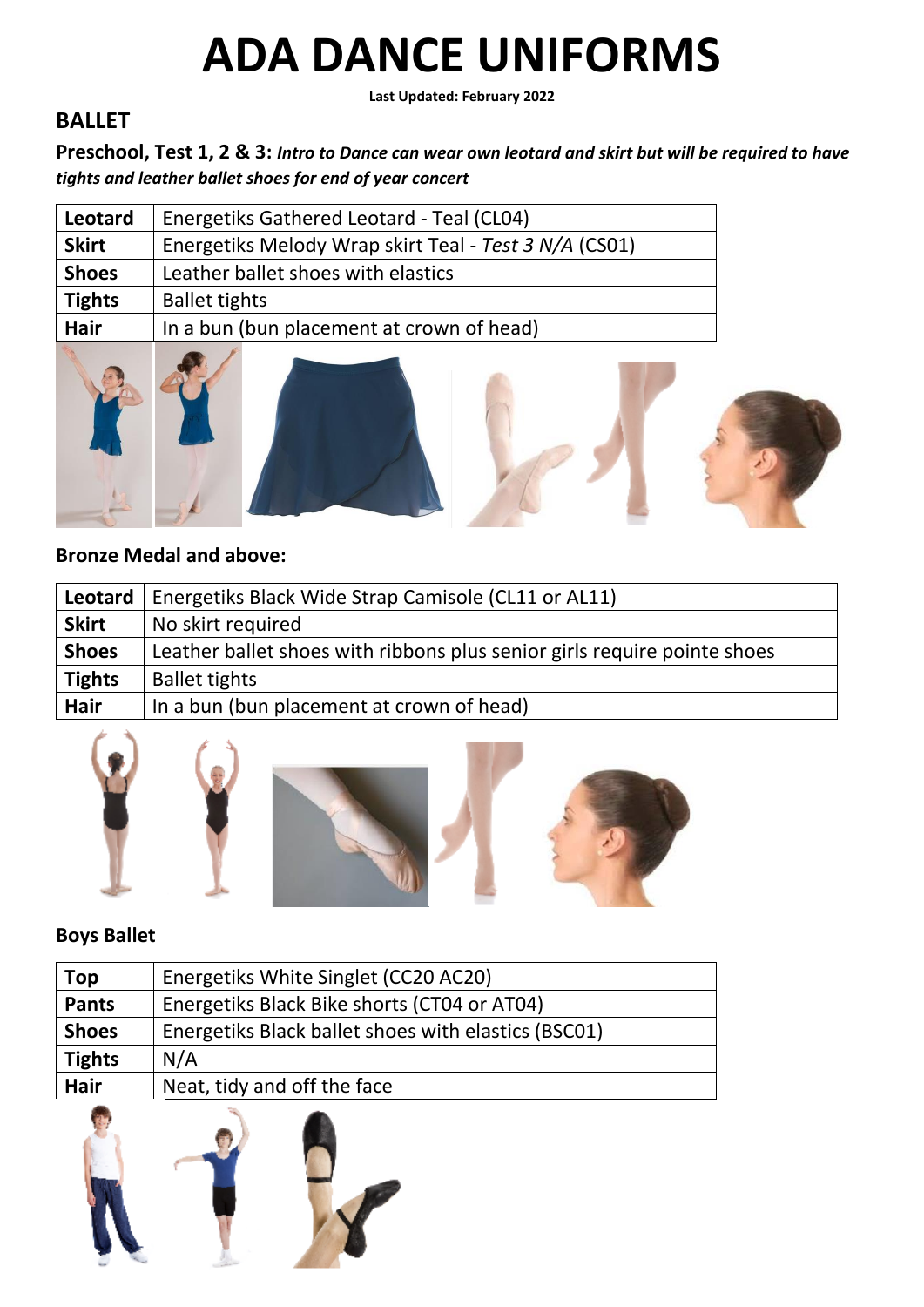# ADA DANCE UNIFORMS

**Last Updated: February 2022**

## BALLET

**Preschool, Test 1, 2 & 3:** ***Intro to Dance can wear own leotard and skirt but will be required to have tights and leather ballet shoes for end of year concert***

| | |
|---|---|
| **Leotard** | Energetiks Gathered Leotard - Teal (CL04) |
| **Skirt** | Energetiks Melody Wrap skirt Teal - *Test 3 N/A* (CS01) |
| **Shoes** | Leather ballet shoes with elastics |
| **Tights** | Ballet tights |
| **Hair** | In a bun (bun placement at crown of head) |

### Bronze Medal and above:

| | |
|---|---|
| **Leotard** | Energetiks Black Wide Strap Camisole (CL11 or AL11) |
| **Skirt** | No skirt required |
| **Shoes** | Leather ballet shoes with ribbons plus senior girls require pointe shoes |
| **Tights** | Ballet tights |
| **Hair** | In a bun (bun placement at crown of head) |

### Boys Ballet

| | |
|---|---|
| **Top** | Energetiks White Singlet (CC20 AC20) |
| **Pants** | Energetiks Black Bike shorts (CT04 or AT04) |
| **Shoes** | Energetiks Black ballet shoes with elastics (BSC01) |
| **Tights** | N/A |
| **Hair** | Neat, tidy and off the face |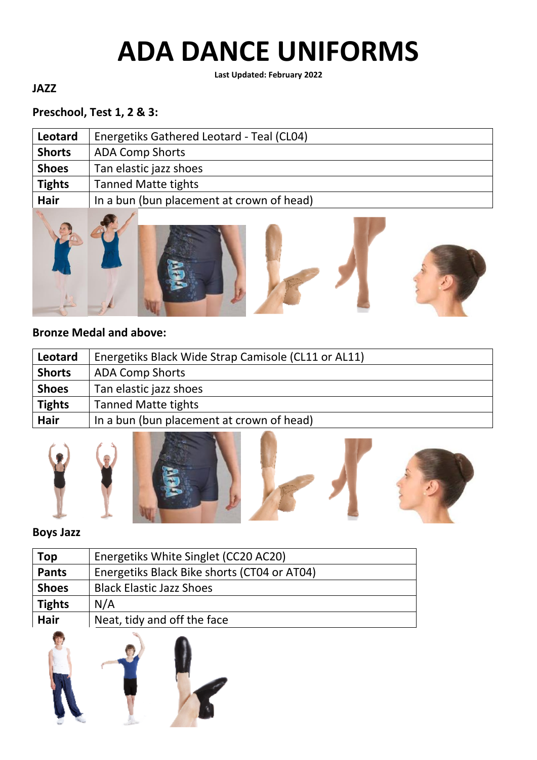# ADA DANCE UNIFORMS

**Last Updated: February 2022**

**JAZZ**

**Preschool, Test 1, 2 & 3:**

| **Leotard** | Energetiks Gathered Leotard - Teal (CL04) |
|---|---|
| **Shorts** | ADA Comp Shorts |
| **Shoes** | Tan elastic jazz shoes |
| **Tights** | Tanned Matte tights |
| **Hair** | In a bun (bun placement at crown of head) |

**Bronze Medal and above:**

| **Leotard** | Energetiks Black Wide Strap Camisole (CL11 or AL11) |
|---|---|
| **Shorts** | ADA Comp Shorts |
| **Shoes** | Tan elastic jazz shoes |
| **Tights** | Tanned Matte tights |
| **Hair** | In a bun (bun placement at crown of head) |

**Boys Jazz**

| **Top** | Energetiks White Singlet (CC20 AC20) |
|---|---|
| **Pants** | Energetiks Black Bike shorts (CT04 or AT04) |
| **Shoes** | Black Elastic Jazz Shoes |
| **Tights** | N/A |
| **Hair** | Neat, tidy and off the face |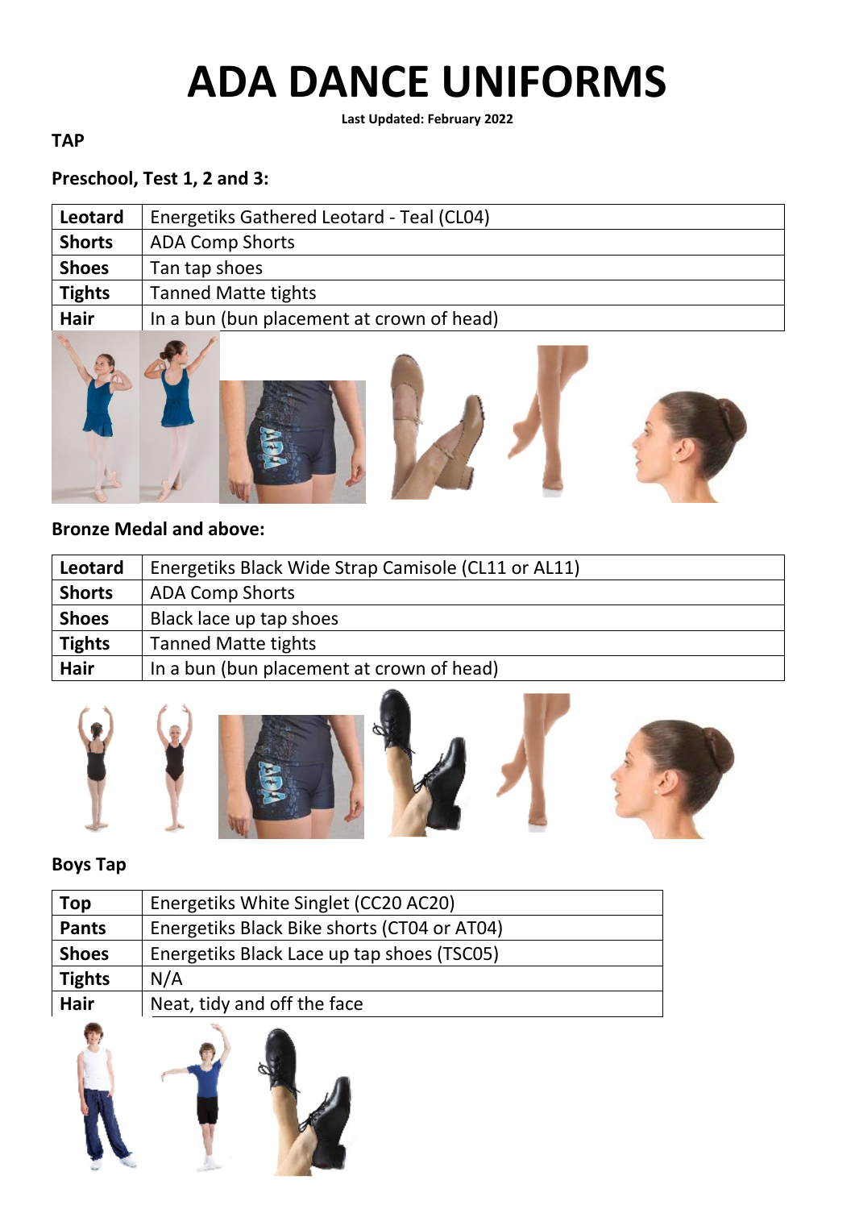# ADA DANCE UNIFORMS

**Last Updated: February 2022**

**TAP**

**Preschool, Test 1, 2 and 3:**

| | |
|---|---|
| **Leotard** | Energetiks Gathered Leotard - Teal (CL04) |
| **Shorts** | ADA Comp Shorts |
| **Shoes** | Tan tap shoes |
| **Tights** | Tanned Matte tights |
| **Hair** | In a bun (bun placement at crown of head) |

**Bronze Medal and above:**

| | |
|---|---|
| **Leotard** | Energetiks Black Wide Strap Camisole (CL11 or AL11) |
| **Shorts** | ADA Comp Shorts |
| **Shoes** | Black lace up tap shoes |
| **Tights** | Tanned Matte tights |
| **Hair** | In a bun (bun placement at crown of head) |

**Boys Tap**

| | |
|---|---|
| **Top** | Energetiks White Singlet (CC20 AC20) |
| **Pants** | Energetiks Black Bike shorts (CT04 or AT04) |
| **Shoes** | Energetiks Black Lace up tap shoes (TSC05) |
| **Tights** | N/A |
| **Hair** | Neat, tidy and off the face |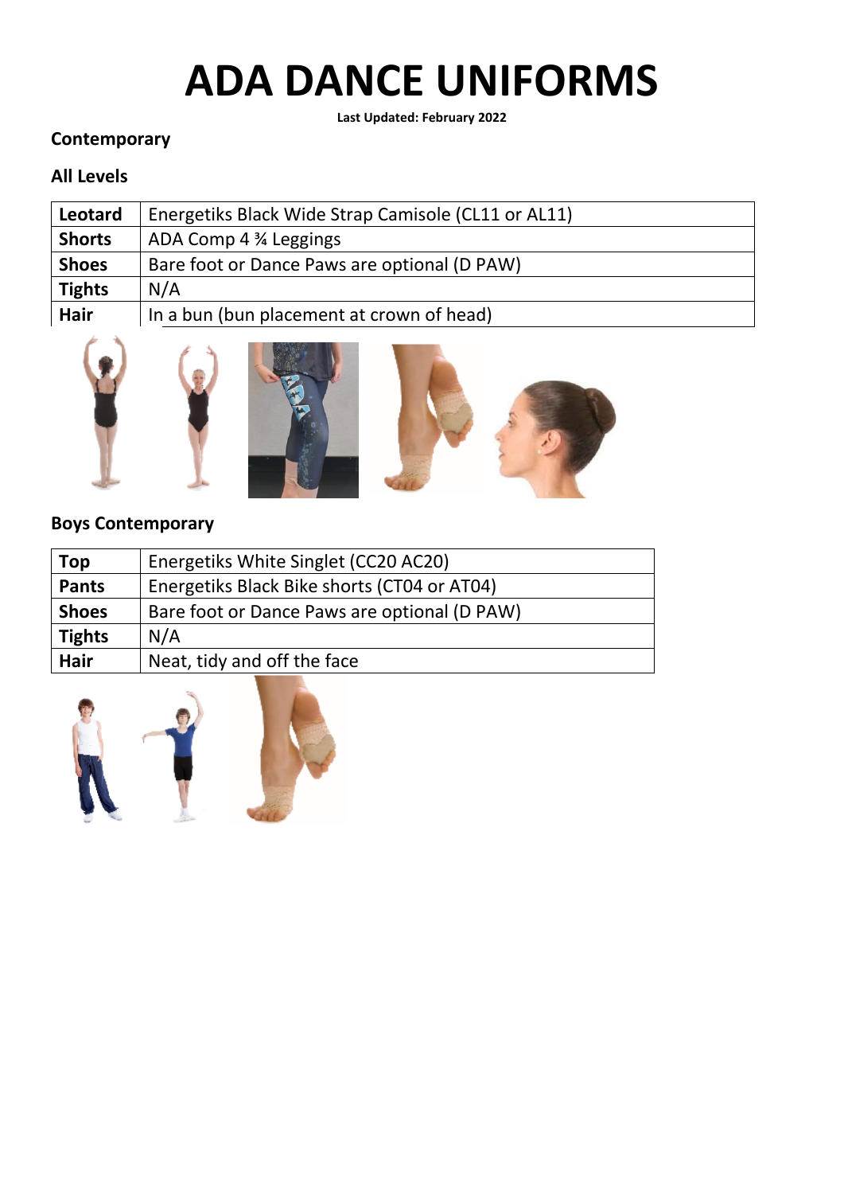# ADA DANCE UNIFORMS

**Last Updated: February 2022**

### Contemporary

### All Levels

| | |
|---|---|
| **Leotard** | Energetiks Black Wide Strap Camisole (CL11 or AL11) |
| **Shorts** | ADA Comp 4 ¾ Leggings |
| **Shoes** | Bare foot or Dance Paws are optional (D PAW) |
| **Tights** | N/A |
| **Hair** | In a bun (bun placement at crown of head) |

### Boys Contemporary

| | |
|---|---|
| **Top** | Energetiks White Singlet (CC20 AC20) |
| **Pants** | Energetiks Black Bike shorts (CT04 or AT04) |
| **Shoes** | Bare foot or Dance Paws are optional (D PAW) |
| **Tights** | N/A |
| **Hair** | Neat, tidy and off the face |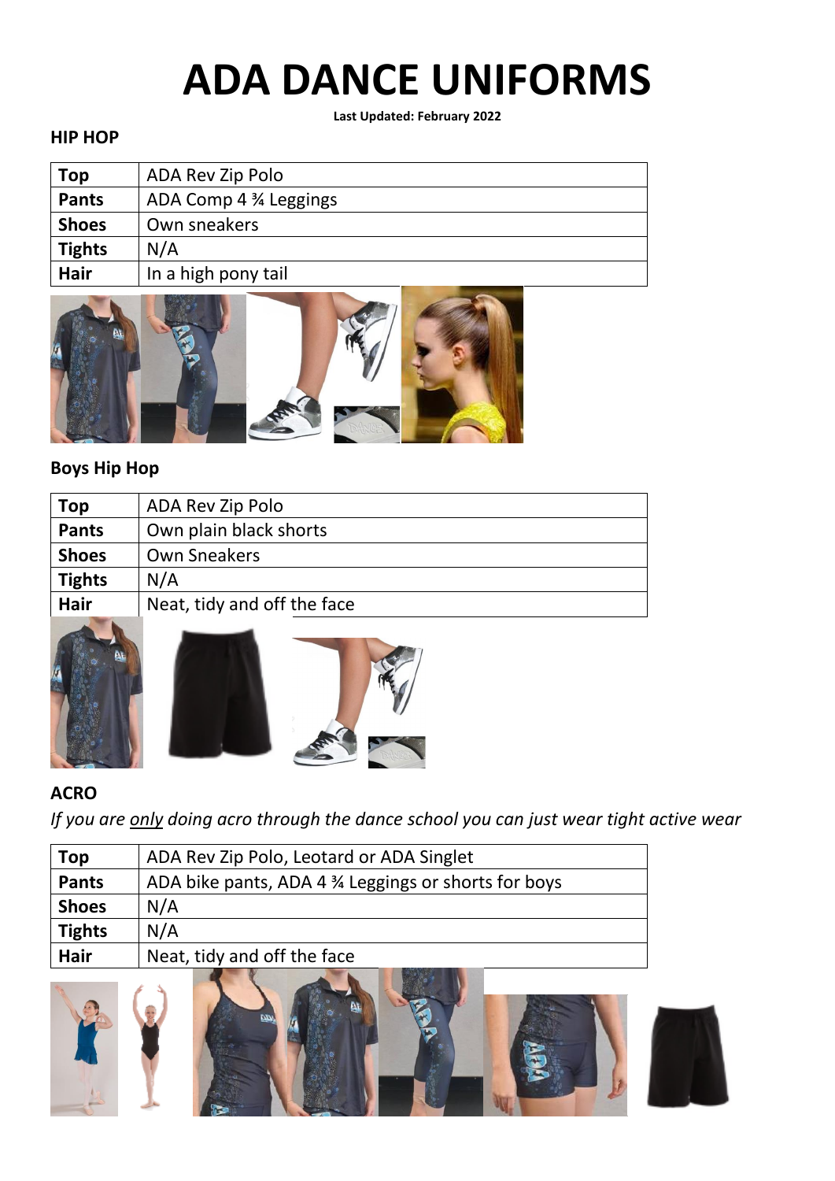# ADA DANCE UNIFORMS

**Last Updated: February 2022**

### HIP HOP

| | |
|---|---|
| **Top** | ADA Rev Zip Polo |
| **Pants** | ADA Comp 4 ¾ Leggings |
| **Shoes** | Own sneakers |
| **Tights** | N/A |
| **Hair** | In a high pony tail |

### Boys Hip Hop

| | |
|---|---|
| **Top** | ADA Rev Zip Polo |
| **Pants** | Own plain black shorts |
| **Shoes** | Own Sneakers |
| **Tights** | N/A |
| **Hair** | Neat, tidy and off the face |

### ACRO

*If you are only doing acro through the dance school you can just wear tight active wear*

| | |
|---|---|
| **Top** | ADA Rev Zip Polo, Leotard or ADA Singlet |
| **Pants** | ADA bike pants, ADA 4 ¾ Leggings or shorts for boys |
| **Shoes** | N/A |
| **Tights** | N/A |
| **Hair** | Neat, tidy and off the face |